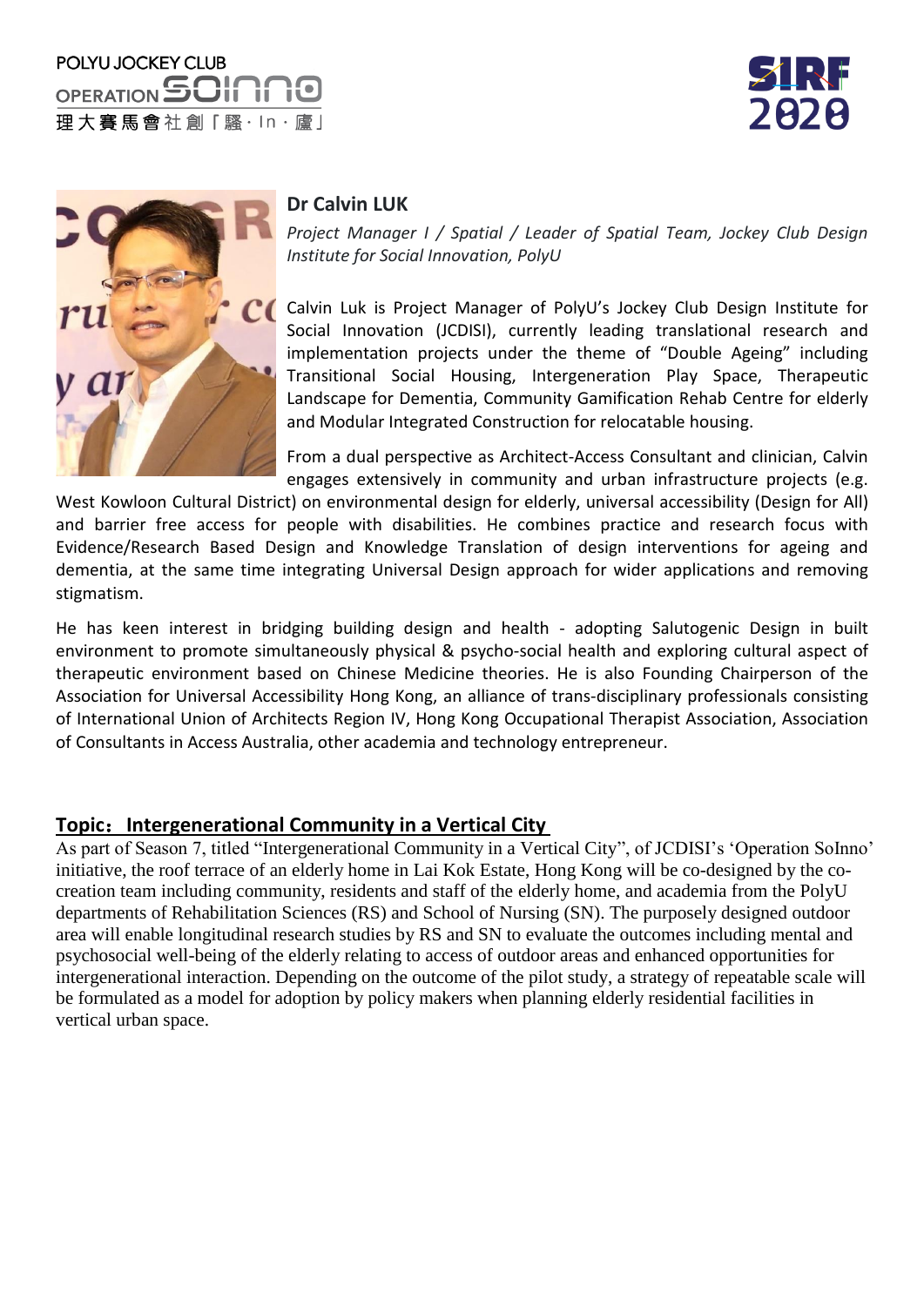POLYU JOCKEY CLUB OPERATION SOINNO
理大賽馬會社創「騷·In·廬」

SIRF 2020

## Dr Calvin LUK

*Project Manager I / Spatial / Leader of Spatial Team, Jockey Club Design Institute for Social Innovation, PolyU*

Calvin Luk is Project Manager of PolyU's Jockey Club Design Institute for Social Innovation (JCDISI), currently leading translational research and implementation projects under the theme of "Double Ageing" including Transitional Social Housing, Intergeneration Play Space, Therapeutic Landscape for Dementia, Community Gamification Rehab Centre for elderly and Modular Integrated Construction for relocatable housing.

From a dual perspective as Architect-Access Consultant and clinician, Calvin engages extensively in community and urban infrastructure projects (e.g. West Kowloon Cultural District) on environmental design for elderly, universal accessibility (Design for All) and barrier free access for people with disabilities. He combines practice and research focus with Evidence/Research Based Design and Knowledge Translation of design interventions for ageing and dementia, at the same time integrating Universal Design approach for wider applications and removing stigmatism.

He has keen interest in bridging building design and health - adopting Salutogenic Design in built environment to promote simultaneously physical & psycho-social health and exploring cultural aspect of therapeutic environment based on Chinese Medicine theories. He is also Founding Chairperson of the Association for Universal Accessibility Hong Kong, an alliance of trans-disciplinary professionals consisting of International Union of Architects Region IV, Hong Kong Occupational Therapist Association, Association of Consultants in Access Australia, other academia and technology entrepreneur.

## Topic： Intergenerational Community in a Vertical City

As part of Season 7, titled "Intergenerational Community in a Vertical City", of JCDISI's 'Operation SoInno' initiative, the roof terrace of an elderly home in Lai Kok Estate, Hong Kong will be co-designed by the co-creation team including community, residents and staff of the elderly home, and academia from the PolyU departments of Rehabilitation Sciences (RS) and School of Nursing (SN). The purposely designed outdoor area will enable longitudinal research studies by RS and SN to evaluate the outcomes including mental and psychosocial well-being of the elderly relating to access of outdoor areas and enhanced opportunities for intergenerational interaction. Depending on the outcome of the pilot study, a strategy of repeatable scale will be formulated as a model for adoption by policy makers when planning elderly residential facilities in vertical urban space.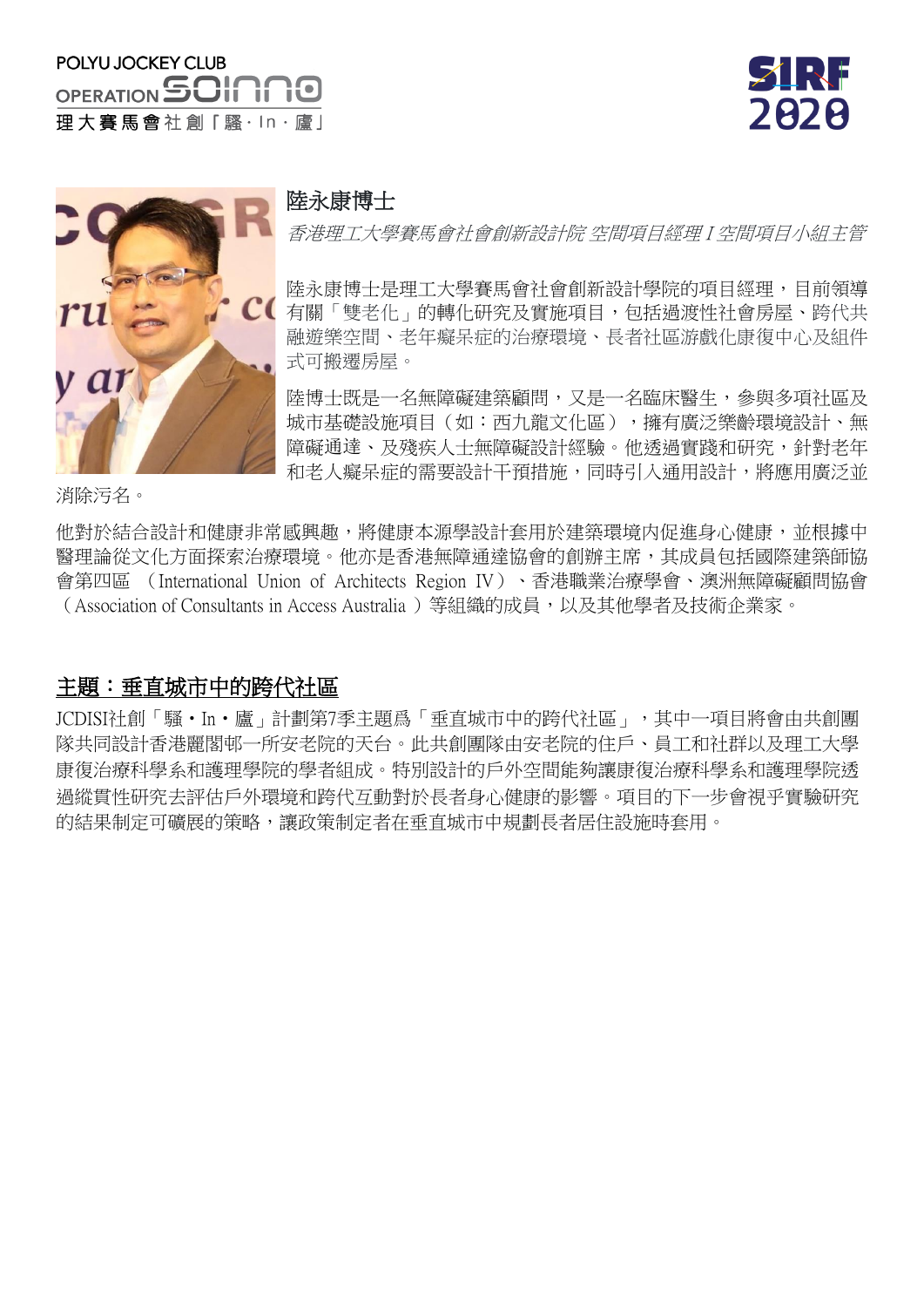## 陸永康博士

*香港理工大學賽馬會社會創新設計院 空間項目經理 I 空間項目小組主管*

陸永康博士是理工大學賽馬會社會創新設計學院的項目經理，目前領導有關「雙老化」的轉化研究及實施項目，包括過渡性社會房屋、跨代共融遊樂空間、老年癡呆症的治療環境、長者社區游戲化康復中心及組件式可搬遷房屋。

陸博士既是一名無障礙建築顧問，又是一名臨床醫生，參與多項社區及城市基礎設施項目（如：西九龍文化區），擁有廣泛樂齡環境設計、無障礙通達、及殘疾人士無障礙設計經驗。他透過實踐和研究，針對老年和老人癡呆症的需要設計干預措施，同時引入通用設計，將應用廣泛並消除污名。

他對於結合設計和健康非常感興趣，將健康本源學設計套用於建築環境內促進身心健康，並根據中醫理論從文化方面探索治療環境。他亦是香港無障通達協會的創辦主席，其成員包括國際建築師協會第四區 （International Union of Architects Region IV）、香港職業治療學會、澳洲無障礙顧問協會（Association of Consultants in Access Australia ）等組織的成員，以及其他學者及技術企業家。

## 主題：垂直城市中的跨代社區

JCDISI社創「騷・In・廬」計劃第7季主題爲「垂直城市中的跨代社區」，其中一項目將會由共創團隊共同設計香港麗閣邨一所安老院的天台。此共創團隊由安老院的住戶、員工和社群以及理工大學康復治療科學系和護理學院的學者組成。特別設計的戶外空間能夠讓康復治療科學系和護理學院透過縱貫性研究去評估戶外環境和跨代互動對於長者身心健康的影響。項目的下一步會視乎實驗研究的結果制定可礦展的策略，讓政策制定者在垂直城市中規劃長者居住設施時套用。